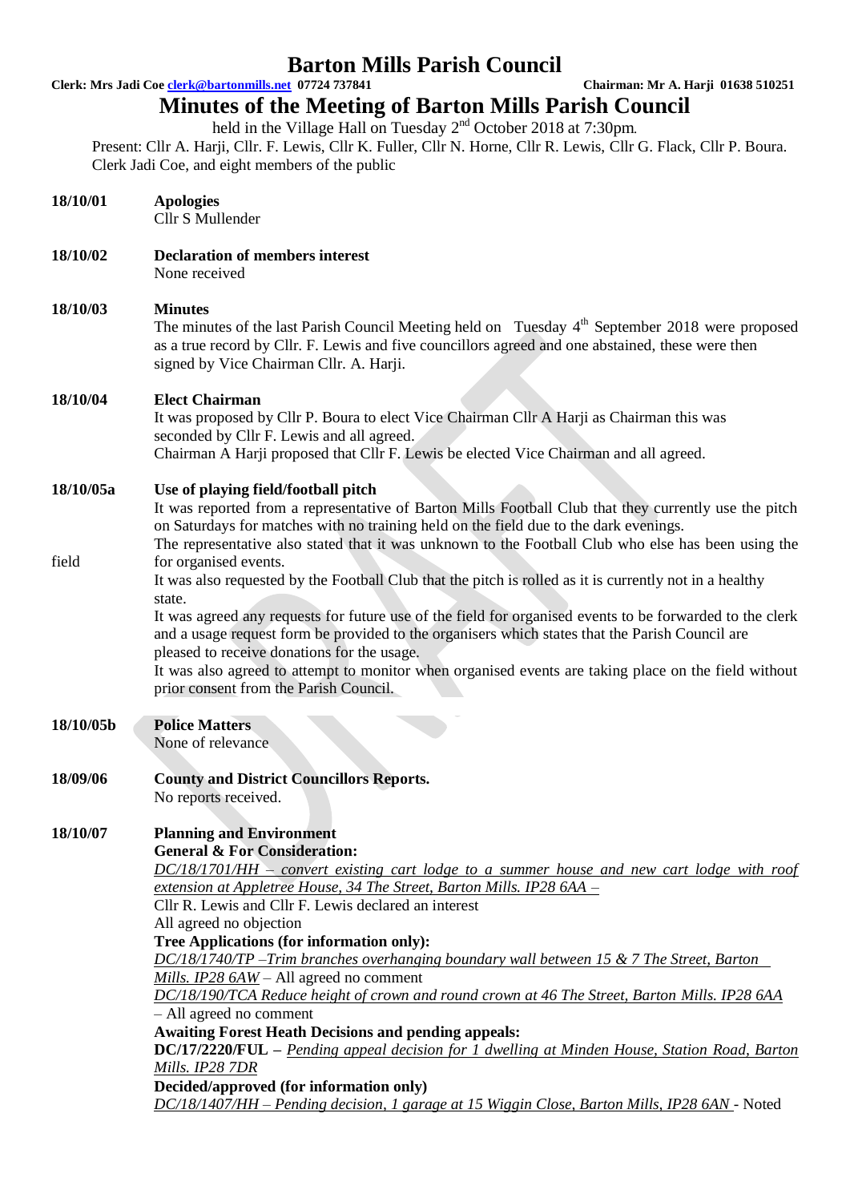# Barton Mills Parish Council

**Clerk: Mrs Jadi Coe clerk@bartonmills.net 07724 737841** **Chairman: Mr A. Harji 01638 510251**

# Minutes of the Meeting of Barton Mills Parish Council

held in the Village Hall on Tuesday 2nd October 2018 at 7:30pm.

Present: Cllr A. Harji, Cllr. F. Lewis, Cllr K. Fuller, Cllr N. Horne, Cllr R. Lewis, Cllr G. Flack, Cllr P. Boura. Clerk Jadi Coe, and eight members of the public

**18/10/01** **Apologies**
Cllr S Mullender

**18/10/02** **Declaration of members interest**
None received

**18/10/03** **Minutes**
The minutes of the last Parish Council Meeting held on Tuesday 4th September 2018 were proposed as a true record by Cllr. F. Lewis and five councillors agreed and one abstained, these were then signed by Vice Chairman Cllr. A. Harji.

**18/10/04** **Elect Chairman**
It was proposed by Cllr P. Boura to elect Vice Chairman Cllr A Harji as Chairman this was seconded by Cllr F. Lewis and all agreed.
Chairman A Harji proposed that Cllr F. Lewis be elected Vice Chairman and all agreed.

**18/10/05a** **Use of playing field/football pitch**
It was reported from a representative of Barton Mills Football Club that they currently use the pitch on Saturdays for matches with no training held on the field due to the dark evenings.
The representative also stated that it was unknown to the Football Club who else has been using the field for organised events.
It was also requested by the Football Club that the pitch is rolled as it is currently not in a healthy state.
It was agreed any requests for future use of the field for organised events to be forwarded to the clerk and a usage request form be provided to the organisers which states that the Parish Council are pleased to receive donations for the usage.
It was also agreed to attempt to monitor when organised events are taking place on the field without prior consent from the Parish Council.

**18/10/05b** **Police Matters**
None of relevance

**18/09/06** **County and District Councillors Reports.**
No reports received.

**18/10/07** **Planning and Environment**
**General & For Consideration:**
*DC/18/1701/HH – convert existing cart lodge to a summer house and new cart lodge with roof extension at Appletree House, 34 The Street, Barton Mills. IP28 6AA –*
Cllr R. Lewis and Cllr F. Lewis declared an interest
All agreed no objection
**Tree Applications (for information only):**
*DC/18/1740/TP –Trim branches overhanging boundary wall between 15 & 7 The Street, Barton Mills. IP28 6AW* – All agreed no comment
*DC/18/190/TCA Reduce height of crown and round crown at 46 The Street, Barton Mills. IP28 6AA* – All agreed no comment
**Awaiting Forest Heath Decisions and pending appeals:**
**DC/17/2220/FUL –** *Pending appeal decision for 1 dwelling at Minden House, Station Road, Barton Mills. IP28 7DR*
**Decided/approved (for information only)**
*DC/18/1407/HH – Pending decision, 1 garage at 15 Wiggin Close, Barton Mills, IP28 6AN* - Noted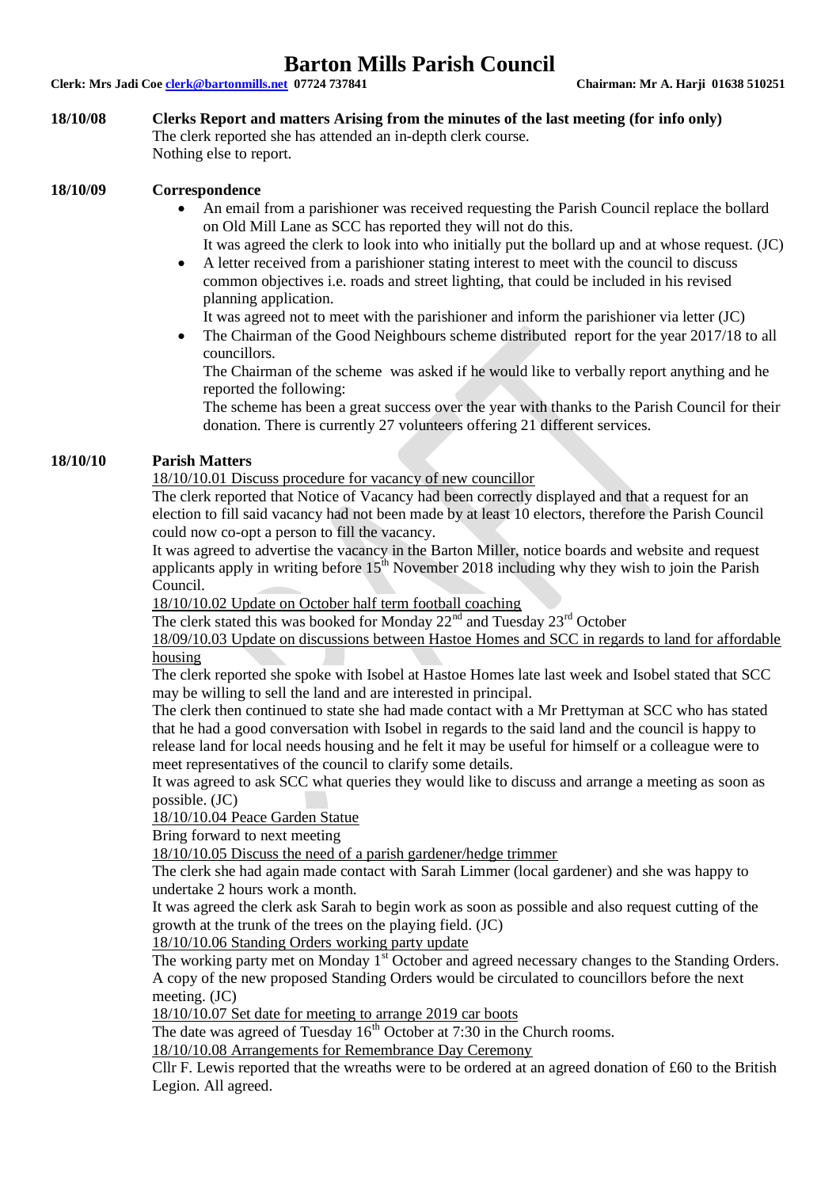# Barton Mills Parish Council

**Clerk: Mrs Jadi Coe clerk@bartonmills.net 07724 737841** **Chairman: Mr A. Harji 01638 510251**

**18/10/08** **Clerks Report and matters Arising from the minutes of the last meeting (for info only)**

The clerk reported she has attended an in-depth clerk course.
Nothing else to report.

**18/10/09** **Correspondence**

- An email from a parishioner was received requesting the Parish Council replace the bollard on Old Mill Lane as SCC has reported they will not do this.
  It was agreed the clerk to look into who initially put the bollard up and at whose request. (JC)
- A letter received from a parishioner stating interest to meet with the council to discuss common objectives i.e. roads and street lighting, that could be included in his revised planning application.
  It was agreed not to meet with the parishioner and inform the parishioner via letter (JC)
- The Chairman of the Good Neighbours scheme distributed report for the year 2017/18 to all councillors.
  The Chairman of the scheme was asked if he would like to verbally report anything and he reported the following:
  The scheme has been a great success over the year with thanks to the Parish Council for their donation. There is currently 27 volunteers offering 21 different services.

**18/10/10** **Parish Matters**

<u>18/10/10.01 Discuss procedure for vacancy of new councillor</u>
The clerk reported that Notice of Vacancy had been correctly displayed and that a request for an election to fill said vacancy had not been made by at least 10 electors, therefore the Parish Council could now co-opt a person to fill the vacancy.
It was agreed to advertise the vacancy in the Barton Miller, notice boards and website and request applicants apply in writing before 15th November 2018 including why they wish to join the Parish Council.

<u>18/10/10.02 Update on October half term football coaching</u>
The clerk stated this was booked for Monday 22nd and Tuesday 23rd October

<u>18/09/10.03 Update on discussions between Hastoe Homes and SCC in regards to land for affordable housing</u>
The clerk reported she spoke with Isobel at Hastoe Homes late last week and Isobel stated that SCC may be willing to sell the land and are interested in principal.
The clerk then continued to state she had made contact with a Mr Prettyman at SCC who has stated that he had a good conversation with Isobel in regards to the said land and the council is happy to release land for local needs housing and he felt it may be useful for himself or a colleague were to meet representatives of the council to clarify some details.
It was agreed to ask SCC what queries they would like to discuss and arrange a meeting as soon as possible. (JC)

<u>18/10/10.04 Peace Garden Statue</u>
Bring forward to next meeting

<u>18/10/10.05 Discuss the need of a parish gardener/hedge trimmer</u>
The clerk she had again made contact with Sarah Limmer (local gardener) and she was happy to undertake 2 hours work a month.
It was agreed the clerk ask Sarah to begin work as soon as possible and also request cutting of the growth at the trunk of the trees on the playing field. (JC)

<u>18/10/10.06 Standing Orders working party update</u>
The working party met on Monday 1st October and agreed necessary changes to the Standing Orders. A copy of the new proposed Standing Orders would be circulated to councillors before the next meeting. (JC)

<u>18/10/10.07 Set date for meeting to arrange 2019 car boots</u>
The date was agreed of Tuesday 16th October at 7:30 in the Church rooms.

<u>18/10/10.08 Arrangements for Remembrance Day Ceremony</u>
Cllr F. Lewis reported that the wreaths were to be ordered at an agreed donation of £60 to the British Legion. All agreed.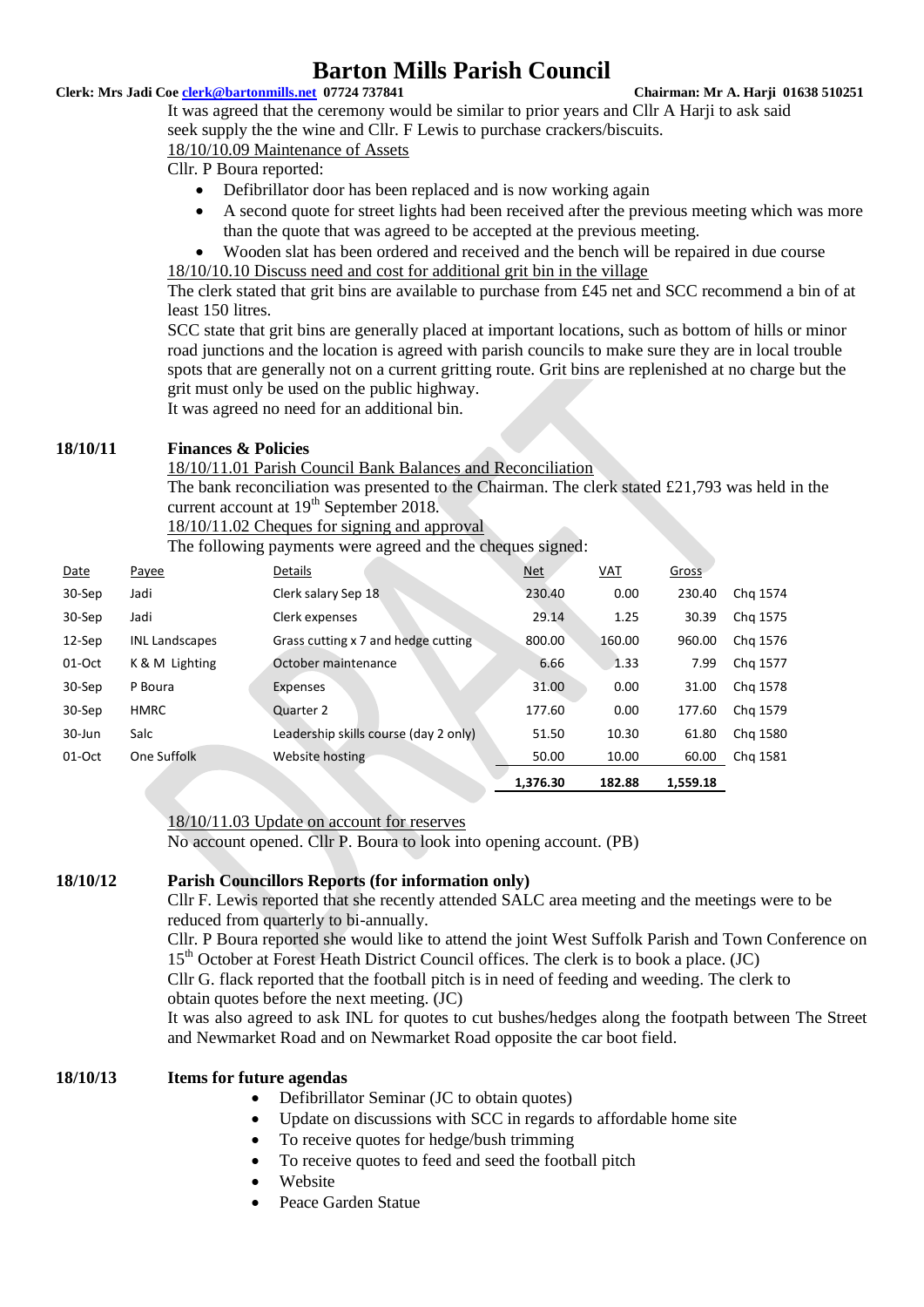It was agreed that the ceremony would be similar to prior years and Cllr A Harji to ask said seek supply the the wine and Cllr. F Lewis to purchase crackers/biscuits.

18/10/10.09 Maintenance of Assets

Cllr. P Boura reported:

- Defibrillator door has been replaced and is now working again
- A second quote for street lights had been received after the previous meeting which was more than the quote that was agreed to be accepted at the previous meeting.
- Wooden slat has been ordered and received and the bench will be repaired in due course

18/10/10.10 Discuss need and cost for additional grit bin in the village

The clerk stated that grit bins are available to purchase from £45 net and SCC recommend a bin of at least 150 litres.

SCC state that grit bins are generally placed at important locations, such as bottom of hills or minor road junctions and the location is agreed with parish councils to make sure they are in local trouble spots that are generally not on a current gritting route. Grit bins are replenished at no charge but the grit must only be used on the public highway.

It was agreed no need for an additional bin.

**18/10/11 Finances & Policies**

18/10/11.01 Parish Council Bank Balances and Reconciliation

The bank reconciliation was presented to the Chairman. The clerk stated £21,793 was held in the current account at 19th September 2018.

18/10/11.02 Cheques for signing and approval

The following payments were agreed and the cheques signed:

| Date | Payee | Details | Net | VAT | Gross | |
|---|---|---|---|---|---|---|
| 30-Sep | Jadi | Clerk salary Sep 18 | 230.40 | 0.00 | 230.40 | Chq 1574 |
| 30-Sep | Jadi | Clerk expenses | 29.14 | 1.25 | 30.39 | Chq 1575 |
| 12-Sep | INL Landscapes | Grass cutting x 7 and hedge cutting | 800.00 | 160.00 | 960.00 | Chq 1576 |
| 01-Oct | K & M Lighting | October maintenance | 6.66 | 1.33 | 7.99 | Chq 1577 |
| 30-Sep | P Boura | Expenses | 31.00 | 0.00 | 31.00 | Chq 1578 |
| 30-Sep | HMRC | Quarter 2 | 177.60 | 0.00 | 177.60 | Chq 1579 |
| 30-Jun | Salc | Leadership skills course (day 2 only) | 51.50 | 10.30 | 61.80 | Chq 1580 |
| 01-Oct | One Suffolk | Website hosting | 50.00 | 10.00 | 60.00 | Chq 1581 |
| | | | **1,376.30** | **182.88** | **1,559.18** | |

18/10/11.03 Update on account for reserves

No account opened. Cllr P. Boura to look into opening account. (PB)

**18/10/12 Parish Councillors Reports (for information only)**

Cllr F. Lewis reported that she recently attended SALC area meeting and the meetings were to be reduced from quarterly to bi-annually.

Cllr. P Boura reported she would like to attend the joint West Suffolk Parish and Town Conference on 15th October at Forest Heath District Council offices. The clerk is to book a place. (JC)

Cllr G. flack reported that the football pitch is in need of feeding and weeding. The clerk to obtain quotes before the next meeting. (JC)

It was also agreed to ask INL for quotes to cut bushes/hedges along the footpath between The Street and Newmarket Road and on Newmarket Road opposite the car boot field.

**18/10/13 Items for future agendas**

- Defibrillator Seminar (JC to obtain quotes)
- Update on discussions with SCC in regards to affordable home site
- To receive quotes for hedge/bush trimming
- To receive quotes to feed and seed the football pitch
- Website
- Peace Garden Statue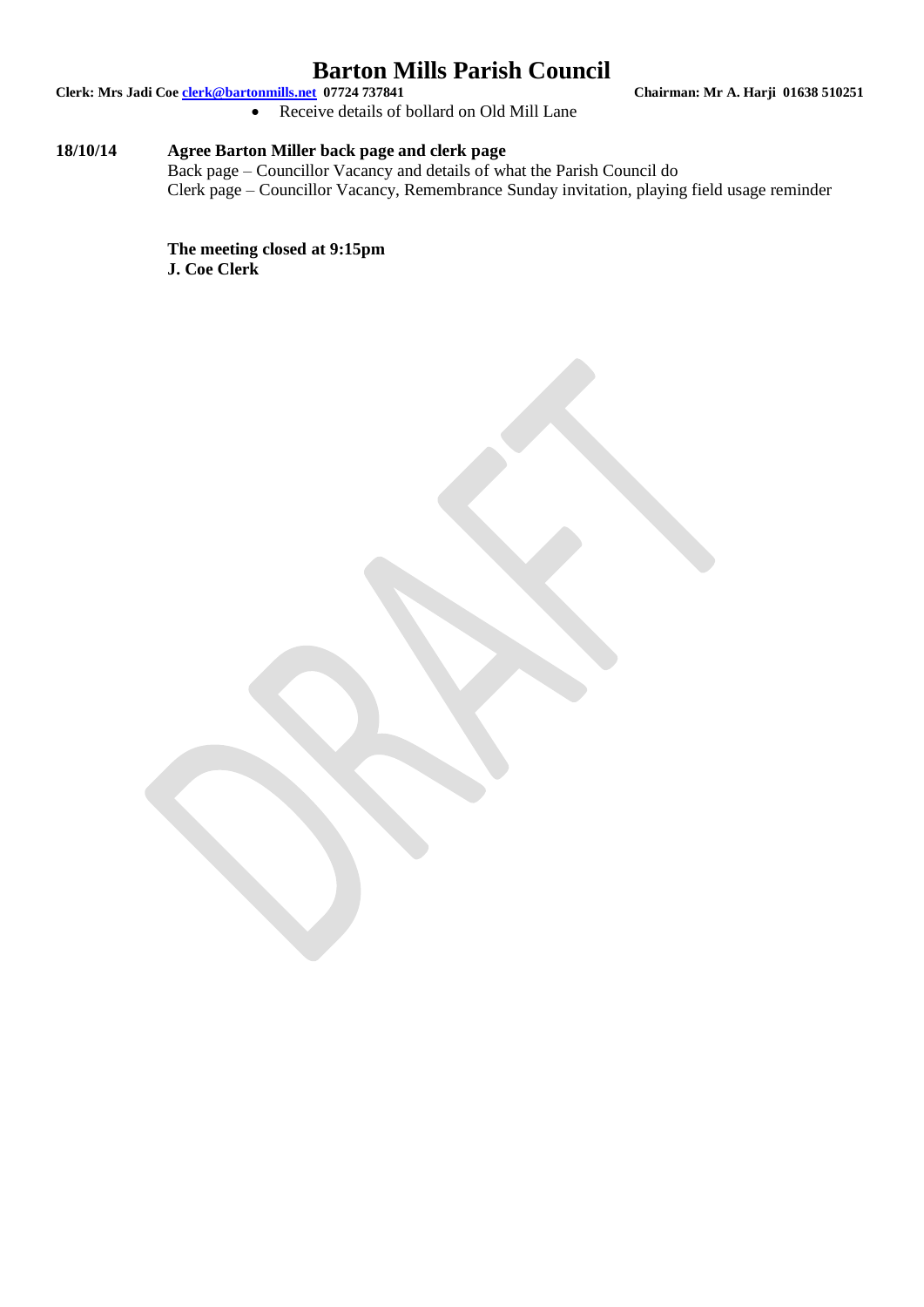- Receive details of bollard on Old Mill Lane

**18/10/14** **Agree Barton Miller back page and clerk page**

Back page – Councillor Vacancy and details of what the Parish Council do

Clerk page – Councillor Vacancy, Remembrance Sunday invitation, playing field usage reminder

**The meeting closed at 9:15pm**

**J. Coe Clerk**

DRAFT